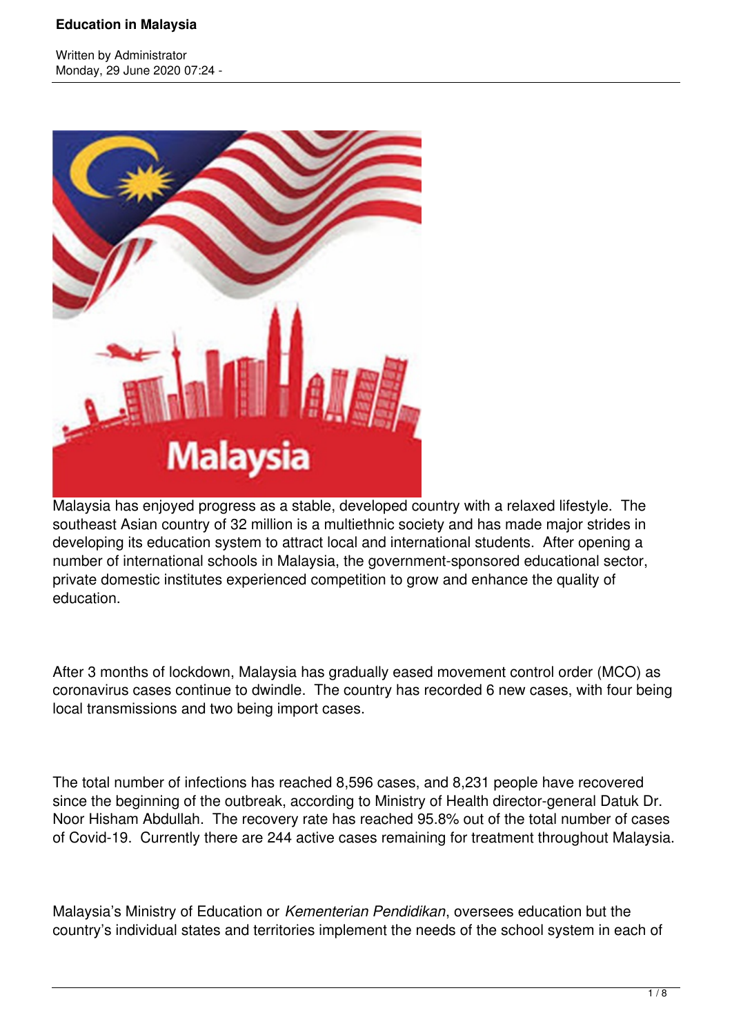# Education in Malaysia

Written by Administrator
Monday, 29 June 2020 07:24 -

Malaysia has enjoyed progress as a stable, developed country with a relaxed lifestyle. The southeast Asian country of 32 million is a multiethnic society and has made major strides in developing its education system to attract local and international students. After opening a number of international schools in Malaysia, the government-sponsored educational sector, private domestic institutes experienced competition to grow and enhance the quality of education.

After 3 months of lockdown, Malaysia has gradually eased movement control order (MCO) as coronavirus cases continue to dwindle. The country has recorded 6 new cases, with four being local transmissions and two being import cases.

The total number of infections has reached 8,596 cases, and 8,231 people have recovered since the beginning of the outbreak, according to Ministry of Health director-general Datuk Dr. Noor Hisham Abdullah. The recovery rate has reached 95.8% out of the total number of cases of Covid-19. Currently there are 244 active cases remaining for treatment throughout Malaysia.

Malaysia's Ministry of Education or *Kementerian Pendidikan*, oversees education but the country's individual states and territories implement the needs of the school system in each of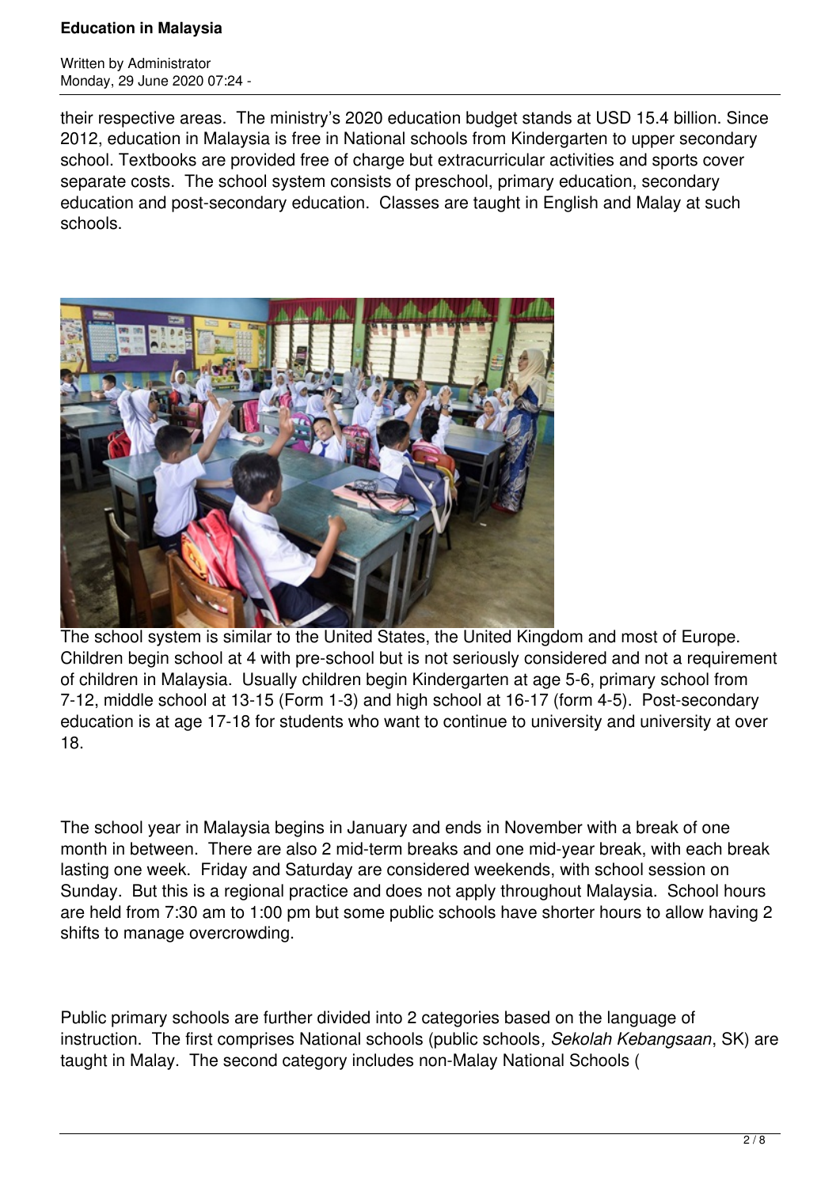their respective areas. The ministry's 2020 education budget stands at USD 15.4 billion. Since 2012, education in Malaysia is free in National schools from Kindergarten to upper secondary school. Textbooks are provided free of charge but extracurricular activities and sports cover separate costs. The school system consists of preschool, primary education, secondary education and post-secondary education. Classes are taught in English and Malay at such schools.

The school system is similar to the United States, the United Kingdom and most of Europe. Children begin school at 4 with pre-school but is not seriously considered and not a requirement of children in Malaysia. Usually children begin Kindergarten at age 5-6, primary school from 7-12, middle school at 13-15 (Form 1-3) and high school at 16-17 (form 4-5). Post-secondary education is at age 17-18 for students who want to continue to university and university at over 18.

The school year in Malaysia begins in January and ends in November with a break of one month in between. There are also 2 mid-term breaks and one mid-year break, with each break lasting one week. Friday and Saturday are considered weekends, with school session on Sunday. But this is a regional practice and does not apply throughout Malaysia. School hours are held from 7:30 am to 1:00 pm but some public schools have shorter hours to allow having 2 shifts to manage overcrowding.

Public primary schools are further divided into 2 categories based on the language of instruction. The first comprises National schools (public schools*, Sekolah Kebangsaan*, SK) are taught in Malay. The second category includes non-Malay National Schools (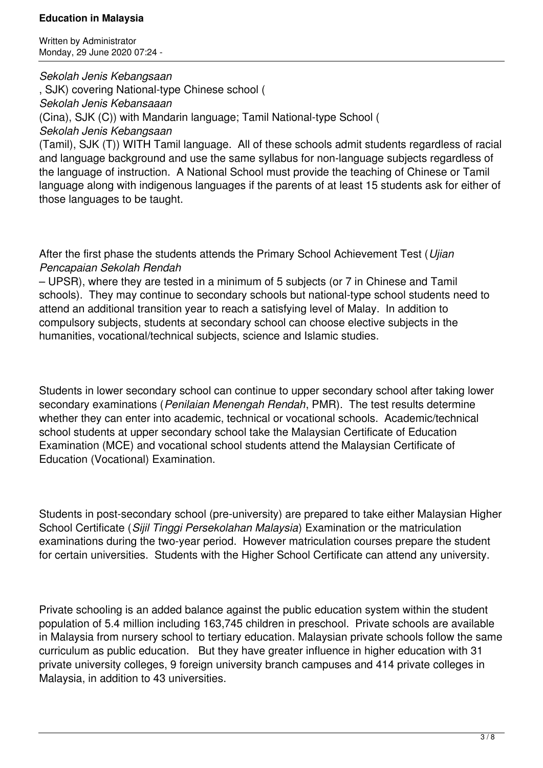*Sekolah Jenis Kebangsaan*
, SJK) covering National-type Chinese school (
*Sekolah Jenis Kebansaaan*
(Cina), SJK (C)) with Mandarin language; Tamil National-type School (
*Sekolah Jenis Kebangsaan*
(Tamil), SJK (T)) WITH Tamil language. All of these schools admit students regardless of racial and language background and use the same syllabus for non-language subjects regardless of the language of instruction. A National School must provide the teaching of Chinese or Tamil language along with indigenous languages if the parents of at least 15 students ask for either of those languages to be taught.

After the first phase the students attends the Primary School Achievement Test (*Ujian Pencapaian Sekolah Rendah*
– UPSR), where they are tested in a minimum of 5 subjects (or 7 in Chinese and Tamil schools). They may continue to secondary schools but national-type school students need to attend an additional transition year to reach a satisfying level of Malay. In addition to compulsory subjects, students at secondary school can choose elective subjects in the humanities, vocational/technical subjects, science and Islamic studies.

Students in lower secondary school can continue to upper secondary school after taking lower secondary examinations (*Penilaian Menengah Rendah*, PMR). The test results determine whether they can enter into academic, technical or vocational schools. Academic/technical school students at upper secondary school take the Malaysian Certificate of Education Examination (MCE) and vocational school students attend the Malaysian Certificate of Education (Vocational) Examination.

Students in post-secondary school (pre-university) are prepared to take either Malaysian Higher School Certificate (*Sijil Tinggi Persekolahan Malaysia*) Examination or the matriculation examinations during the two-year period. However matriculation courses prepare the student for certain universities. Students with the Higher School Certificate can attend any university.

Private schooling is an added balance against the public education system within the student population of 5.4 million including 163,745 children in preschool. Private schools are available in Malaysia from nursery school to tertiary education. Malaysian private schools follow the same curriculum as public education. But they have greater influence in higher education with 31 private university colleges, 9 foreign university branch campuses and 414 private colleges in Malaysia, in addition to 43 universities.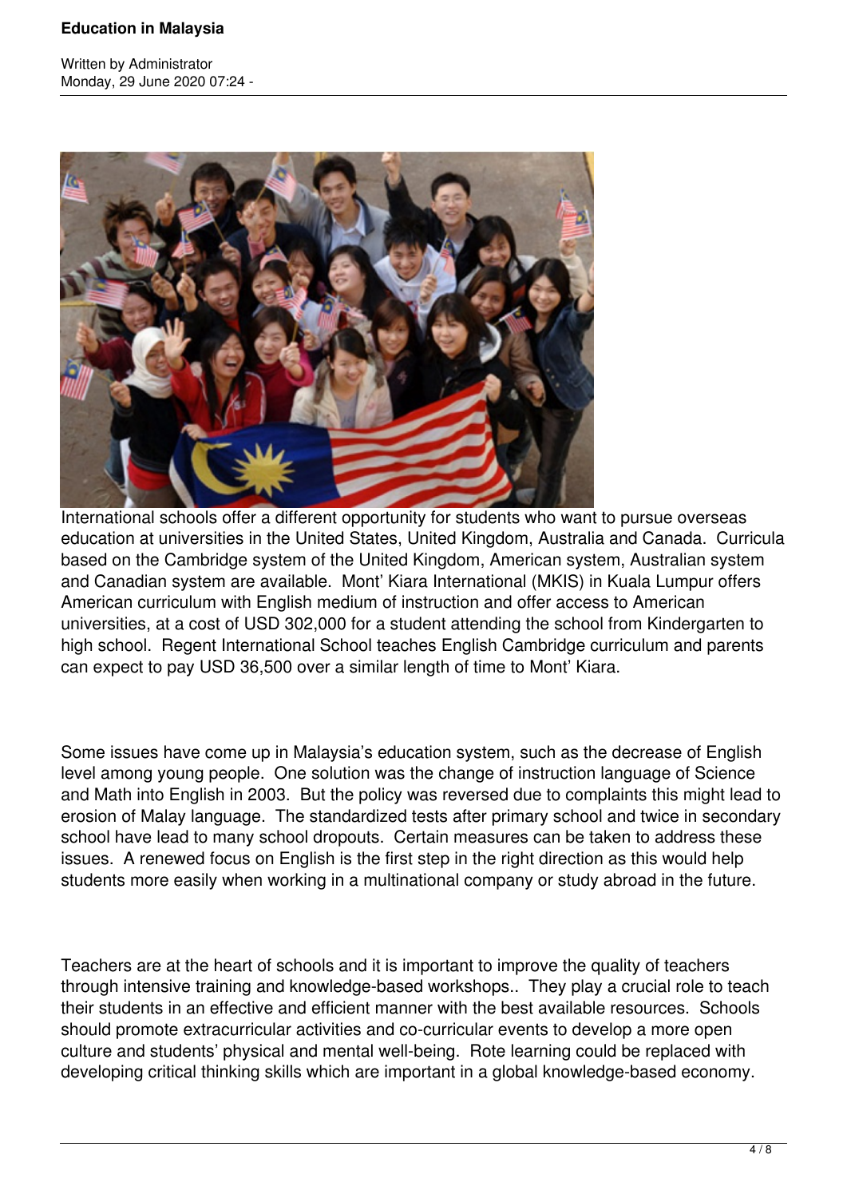International schools offer a different opportunity for students who want to pursue overseas education at universities in the United States, United Kingdom, Australia and Canada. Curricula based on the Cambridge system of the United Kingdom, American system, Australian system and Canadian system are available. Mont' Kiara International (MKIS) in Kuala Lumpur offers American curriculum with English medium of instruction and offer access to American universities, at a cost of USD 302,000 for a student attending the school from Kindergarten to high school. Regent International School teaches English Cambridge curriculum and parents can expect to pay USD 36,500 over a similar length of time to Mont' Kiara.

Some issues have come up in Malaysia's education system, such as the decrease of English level among young people. One solution was the change of instruction language of Science and Math into English in 2003. But the policy was reversed due to complaints this might lead to erosion of Malay language. The standardized tests after primary school and twice in secondary school have lead to many school dropouts. Certain measures can be taken to address these issues. A renewed focus on English is the first step in the right direction as this would help students more easily when working in a multinational company or study abroad in the future.

Teachers are at the heart of schools and it is important to improve the quality of teachers through intensive training and knowledge-based workshops.. They play a crucial role to teach their students in an effective and efficient manner with the best available resources. Schools should promote extracurricular activities and co-curricular events to develop a more open culture and students' physical and mental well-being. Rote learning could be replaced with developing critical thinking skills which are important in a global knowledge-based economy.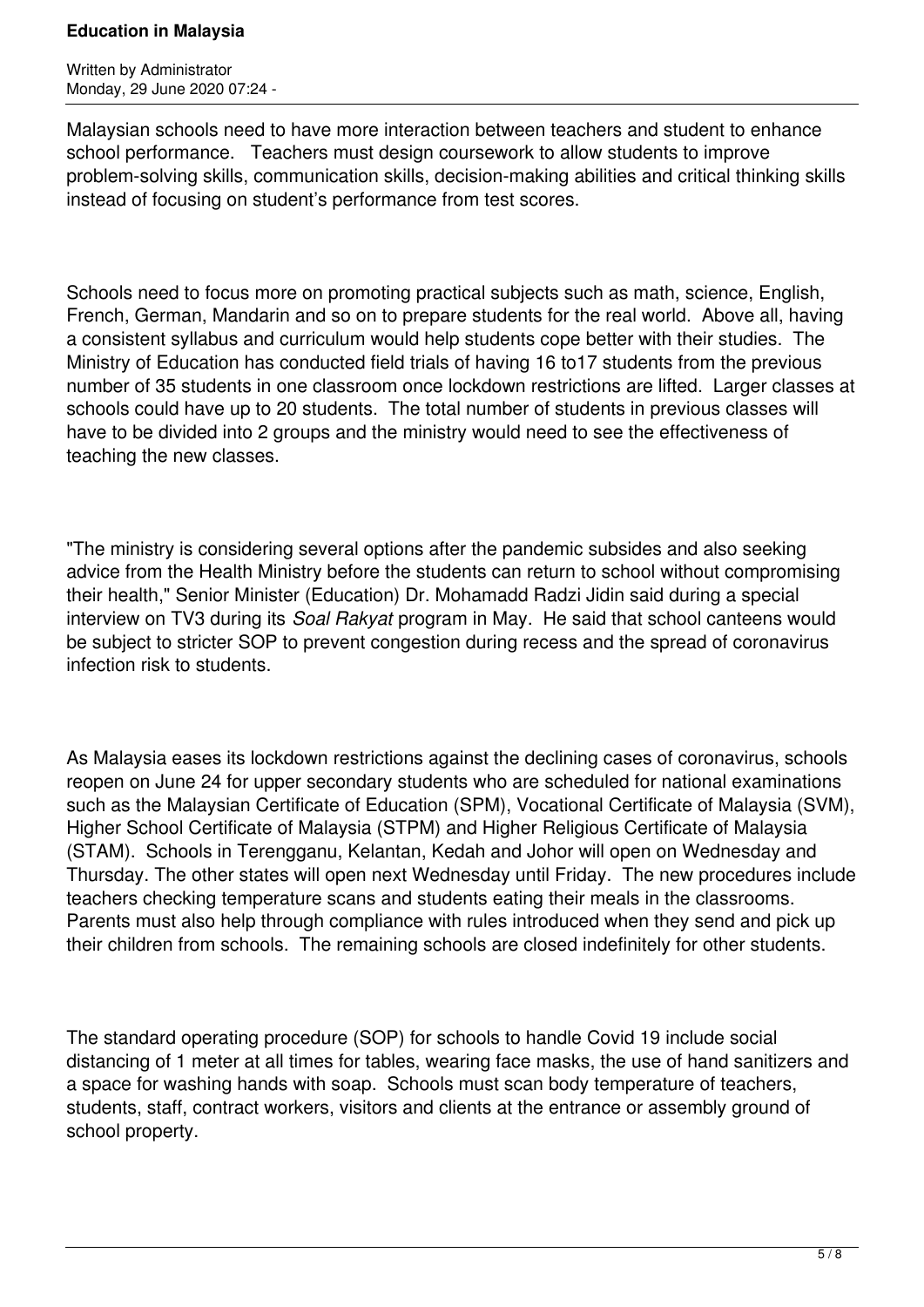Malaysian schools need to have more interaction between teachers and student to enhance school performance.  Teachers must design coursework to allow students to improve problem-solving skills, communication skills, decision-making abilities and critical thinking skills instead of focusing on student's performance from test scores.

Schools need to focus more on promoting practical subjects such as math, science, English, French, German, Mandarin and so on to prepare students for the real world.  Above all, having a consistent syllabus and curriculum would help students cope better with their studies.  The Ministry of Education has conducted field trials of having 16 to17 students from the previous number of 35 students in one classroom once lockdown restrictions are lifted.  Larger classes at schools could have up to 20 students.  The total number of students in previous classes will have to be divided into 2 groups and the ministry would need to see the effectiveness of teaching the new classes.

"The ministry is considering several options after the pandemic subsides and also seeking advice from the Health Ministry before the students can return to school without compromising their health," Senior Minister (Education) Dr. Mohamadd Radzi Jidin said during a special interview on TV3 during its *Soal Rakyat* program in May.  He said that school canteens would be subject to stricter SOP to prevent congestion during recess and the spread of coronavirus infection risk to students.

As Malaysia eases its lockdown restrictions against the declining cases of coronavirus, schools reopen on June 24 for upper secondary students who are scheduled for national examinations such as the Malaysian Certificate of Education (SPM), Vocational Certificate of Malaysia (SVM), Higher School Certificate of Malaysia (STPM) and Higher Religious Certificate of Malaysia (STAM).  Schools in Terengganu, Kelantan, Kedah and Johor will open on Wednesday and Thursday. The other states will open next Wednesday until Friday.  The new procedures include teachers checking temperature scans and students eating their meals in the classrooms.  Parents must also help through compliance with rules introduced when they send and pick up their children from schools.  The remaining schools are closed indefinitely for other students.

The standard operating procedure (SOP) for schools to handle Covid 19 include social distancing of 1 meter at all times for tables, wearing face masks, the use of hand sanitizers and a space for washing hands with soap.  Schools must scan body temperature of teachers, students, staff, contract workers, visitors and clients at the entrance or assembly ground of school property.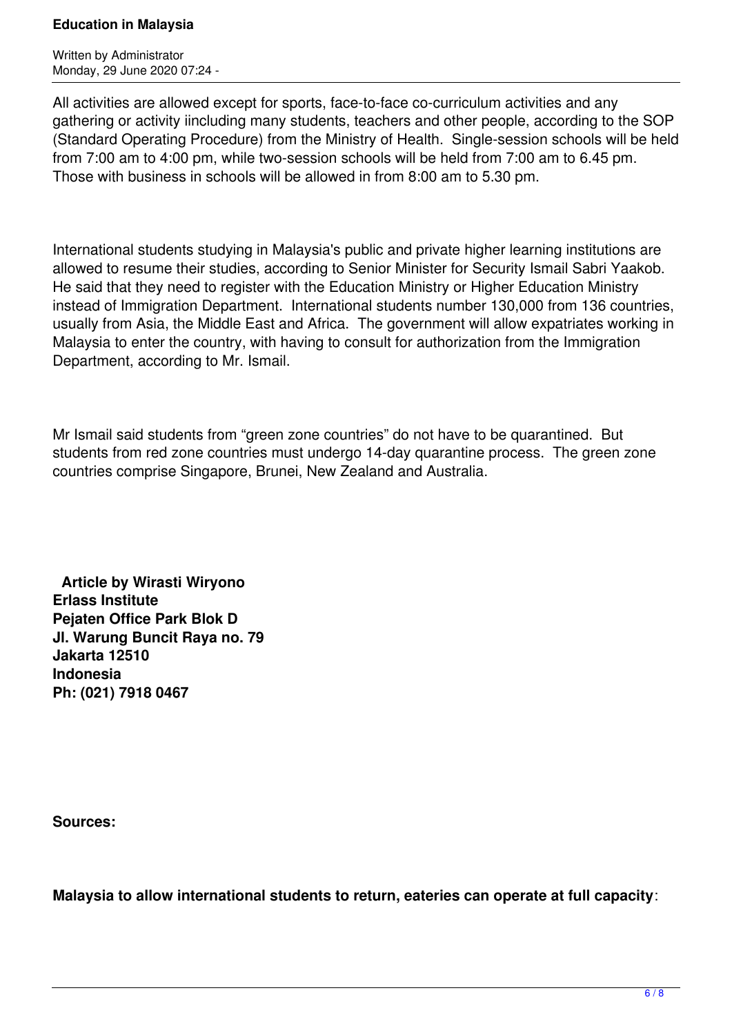All activities are allowed except for sports, face-to-face co-curriculum activities and any gathering or activity iincluding many students, teachers and other people, according to the SOP (Standard Operating Procedure) from the Ministry of Health. Single-session schools will be held from 7:00 am to 4:00 pm, while two-session schools will be held from 7:00 am to 6.45 pm. Those with business in schools will be allowed in from 8:00 am to 5.30 pm.

International students studying in Malaysia's public and private higher learning institutions are allowed to resume their studies, according to Senior Minister for Security Ismail Sabri Yaakob. He said that they need to register with the Education Ministry or Higher Education Ministry instead of Immigration Department. International students number 130,000 from 136 countries, usually from Asia, the Middle East and Africa. The government will allow expatriates working in Malaysia to enter the country, with having to consult for authorization from the Immigration Department, according to Mr. Ismail.

Mr Ismail said students from “green zone countries” do not have to be quarantined. But students from red zone countries must undergo 14-day quarantine process. The green zone countries comprise Singapore, Brunei, New Zealand and Australia.

**Article by Wirasti Wiryono**
**Erlass Institute**
**Pejaten Office Park Blok D**
**Jl. Warung Buncit Raya no. 79**
**Jakarta 12510**
**Indonesia**
**Ph: (021) 7918 0467**

**Sources:**

**Malaysia to allow international students to return, eateries can operate at full capacity**: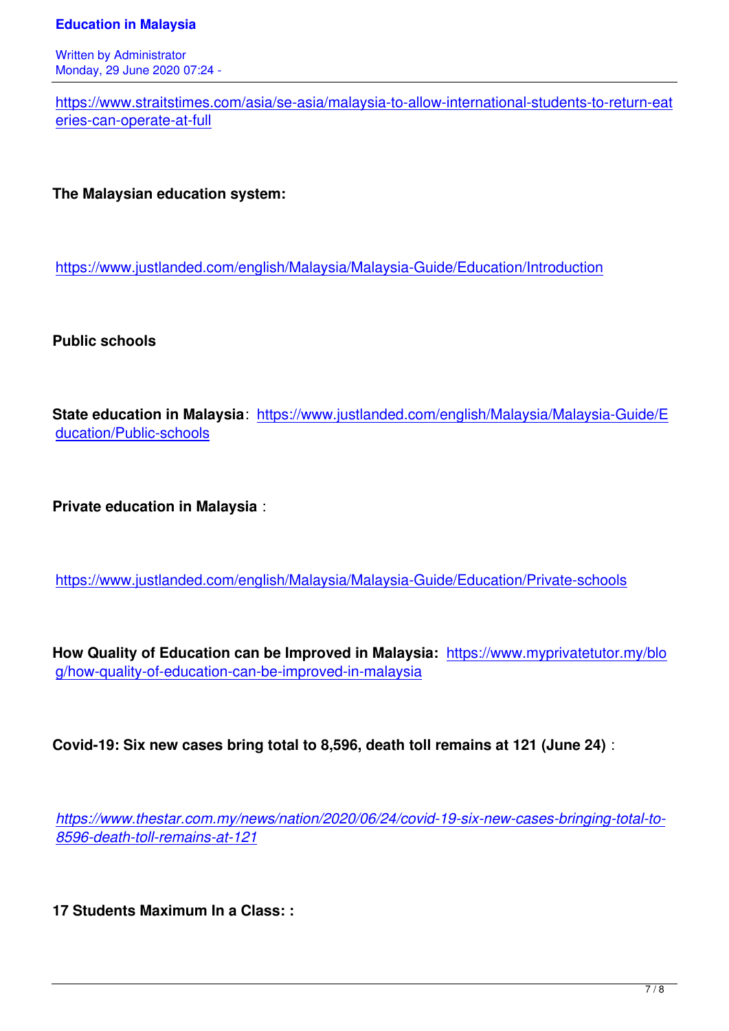https://www.straitstimes.com/asia/se-asia/malaysia-to-allow-international-students-to-return-eateries-can-operate-at-full

**The Malaysian education system:**

https://www.justlanded.com/english/Malaysia/Malaysia-Guide/Education/Introduction

**Public schools**

**State education in Malaysia**: https://www.justlanded.com/english/Malaysia/Malaysia-Guide/Education/Public-schools

**Private education in Malaysia** :

https://www.justlanded.com/english/Malaysia/Malaysia-Guide/Education/Private-schools

**How Quality of Education can be Improved in Malaysia:** https://www.myprivatetutor.my/blog/how-quality-of-education-can-be-improved-in-malaysia

**Covid-19: Six new cases bring total to 8,596, death toll remains at 121 (June 24)** :

*https://www.thestar.com.my/news/nation/2020/06/24/covid-19-six-new-cases-bringing-total-to-8596-death-toll-remains-at-121*

**17 Students Maximum In a Class: :**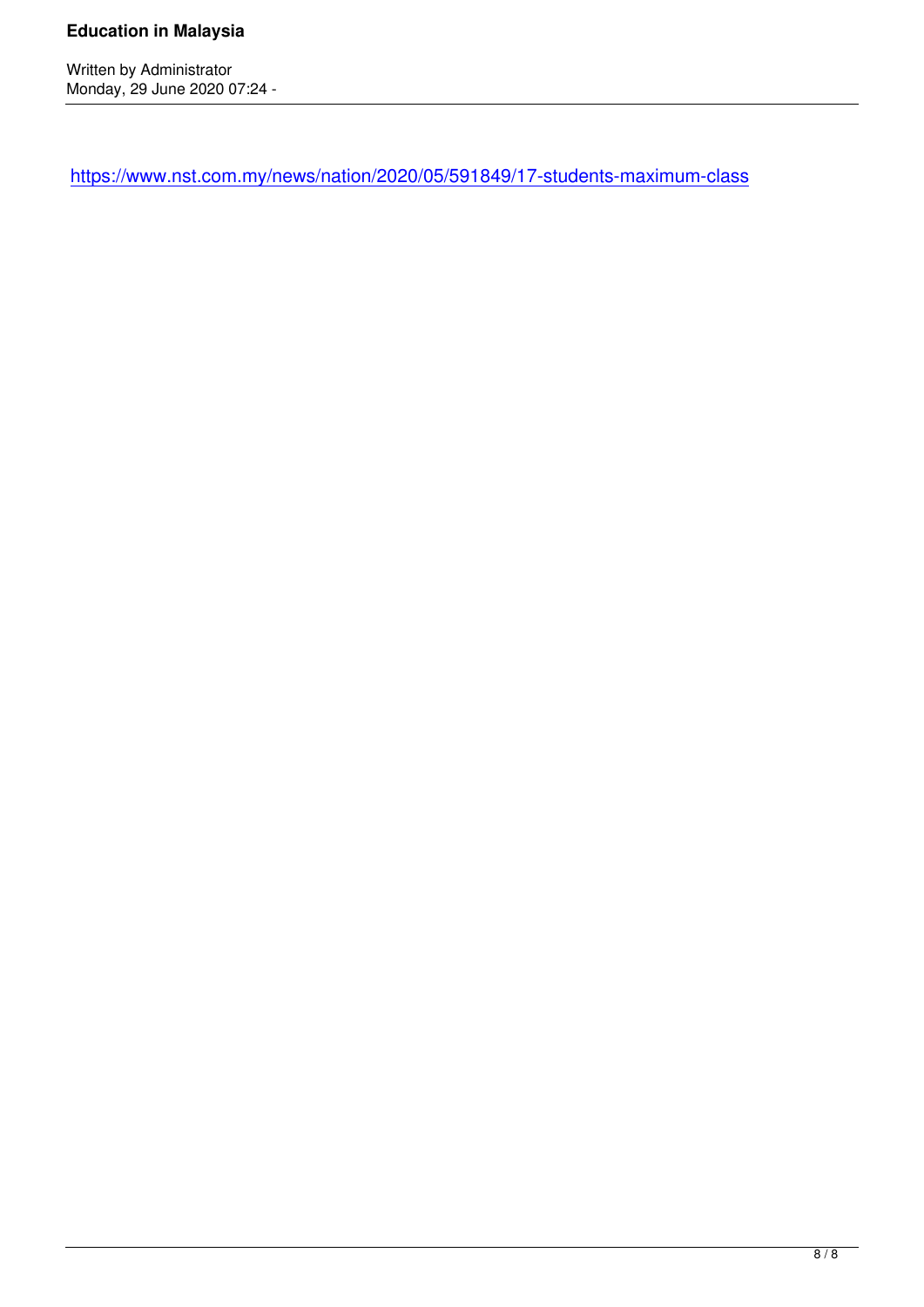https://www.nst.com.my/news/nation/2020/05/591849/17-students-maximum-class